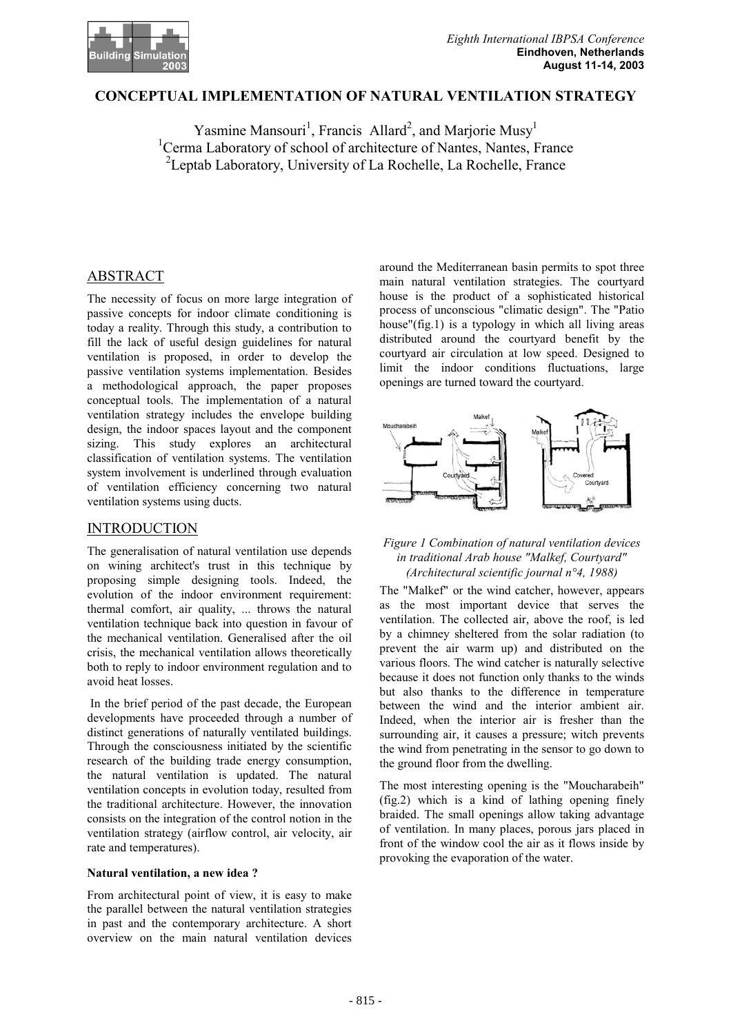# CONCEPTUAL IMPLEMENTATION OF NATURAL VENTILATION STRATEGY

Yasmine Mansouri[1], Francis Allard[2], and Marjorie Musy[1]
[1]Cerma Laboratory of school of architecture of Nantes, Nantes, France
[2]Leptab Laboratory, University of La Rochelle, La Rochelle, France

## ABSTRACT

The necessity of focus on more large integration of passive concepts for indoor climate conditioning is today a reality. Through this study, a contribution to fill the lack of useful design guidelines for natural ventilation is proposed, in order to develop the passive ventilation systems implementation. Besides a methodological approach, the paper proposes conceptual tools. The implementation of a natural ventilation strategy includes the envelope building design, the indoor spaces layout and the component sizing. This study explores an architectural classification of ventilation systems. The ventilation system involvement is underlined through evaluation of ventilation efficiency concerning two natural ventilation systems using ducts.

## INTRODUCTION

The generalisation of natural ventilation use depends on wining architect's trust in this technique by proposing simple designing tools. Indeed, the evolution of the indoor environment requirement: thermal comfort, air quality, ... throws the natural ventilation technique back into question in favour of the mechanical ventilation. Generalised after the oil crisis, the mechanical ventilation allows theoretically both to reply to indoor environment regulation and to avoid heat losses.

In the brief period of the past decade, the European developments have proceeded through a number of distinct generations of naturally ventilated buildings. Through the consciousness initiated by the scientific research of the building trade energy consumption, the natural ventilation is updated. The natural ventilation concepts in evolution today, resulted from the traditional architecture. However, the innovation consists on the integration of the control notion in the ventilation strategy (airflow control, air velocity, air rate and temperatures).

**Natural ventilation, a new idea ?**

From architectural point of view, it is easy to make the parallel between the natural ventilation strategies in past and the contemporary architecture. A short overview on the main natural ventilation devices around the Mediterranean basin permits to spot three main natural ventilation strategies. The courtyard house is the product of a sophisticated historical process of unconscious "climatic design". The "Patio house"(fig.1) is a typology in which all living areas distributed around the courtyard benefit by the courtyard air circulation at low speed. Designed to limit the indoor conditions fluctuations, large openings are turned toward the courtyard.

Moucharabeih
Malkef
Courtyard
Malkef
Covered Courtyard

*Figure 1 Combination of natural ventilation devices in traditional Arab house "Malkef, Courtyard" (Architectural scientific journal n°4, 1988)*

The "Malkef" or the wind catcher, however, appears as the most important device that serves the ventilation. The collected air, above the roof, is led by a chimney sheltered from the solar radiation (to prevent the air warm up) and distributed on the various floors. The wind catcher is naturally selective because it does not function only thanks to the winds but also thanks to the difference in temperature between the wind and the interior ambient air. Indeed, when the interior air is fresher than the surrounding air, it causes a pressure; witch prevents the wind from penetrating in the sensor to go down to the ground floor from the dwelling.

The most interesting opening is the "Moucharabeih" (fig.2) which is a kind of lathing opening finely braided. The small openings allow taking advantage of ventilation. In many places, porous jars placed in front of the window cool the air as it flows inside by provoking the evaporation of the water.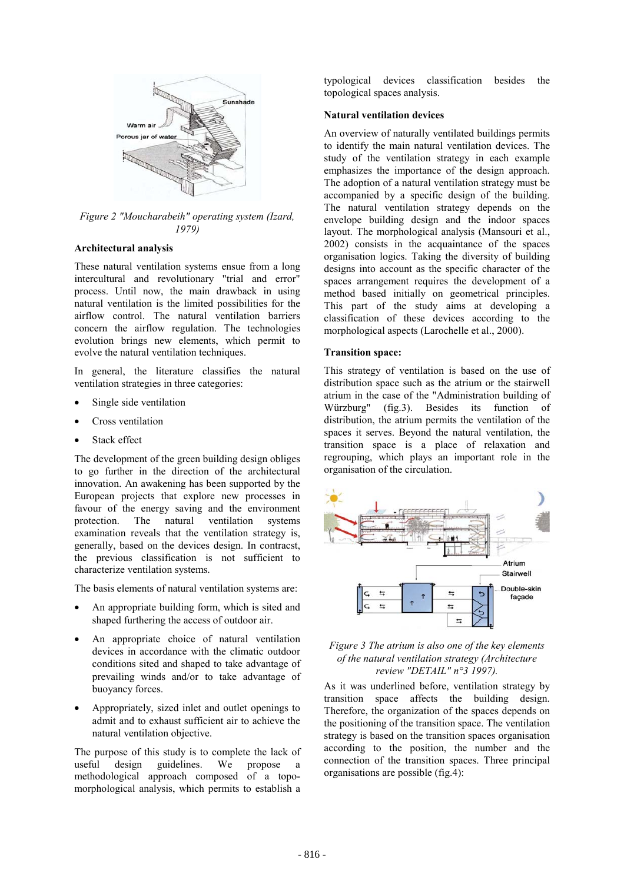Sunshade

Warm air

Porous jar of water

*Figure 2 "Moucharabeih" operating system (Izard, 1979)*

### Architectural analysis

These natural ventilation systems ensue from a long intercultural and revolutionary "trial and error" process. Until now, the main drawback in using natural ventilation is the limited possibilities for the airflow control. The natural ventilation barriers concern the airflow regulation. The technologies evolution brings new elements, which permit to evolve the natural ventilation techniques.

In general, the literature classifies the natural ventilation strategies in three categories:

- Single side ventilation
- Cross ventilation
- Stack effect

The development of the green building design obliges to go further in the direction of the architectural innovation. An awakening has been supported by the European projects that explore new processes in favour of the energy saving and the environment protection. The natural ventilation systems examination reveals that the ventilation strategy is, generally, based on the devices design. In contrast, the previous classification is not sufficient to characterize ventilation systems.

The basis elements of natural ventilation systems are:

- An appropriate building form, which is sited and shaped furthering the access of outdoor air.
- An appropriate choice of natural ventilation devices in accordance with the climatic outdoor conditions sited and shaped to take advantage of prevailing winds and/or to take advantage of buoyancy forces.
- Appropriately, sized inlet and outlet openings to admit and to exhaust sufficient air to achieve the natural ventilation objective.

The purpose of this study is to complete the lack of useful design guidelines. We propose a methodological approach composed of a topo-morphological analysis, which permits to establish a typological devices classification besides the topological spaces analysis.

### Natural ventilation devices

An overview of naturally ventilated buildings permits to identify the main natural ventilation devices. The study of the ventilation strategy in each example emphasizes the importance of the design approach. The adoption of a natural ventilation strategy must be accompanied by a specific design of the building. The natural ventilation strategy depends on the envelope building design and the indoor spaces layout. The morphological analysis (Mansouri et al., 2002) consists in the acquaintance of the spaces organisation logics. Taking the diversity of building designs into account as the specific character of the spaces arrangement requires the development of a method based initially on geometrical principles. This part of the study aims at developing a classification of these devices according to the morphological aspects (Larochelle et al., 2000).

### Transition space:

This strategy of ventilation is based on the use of distribution space such as the atrium or the stairwell atrium in the case of the "Administration building of Würzburg" (fig.3). Besides its function of distribution, the atrium permits the ventilation of the spaces it serves. Beyond the natural ventilation, the transition space is a place of relaxation and regrouping, which plays an important role in the organisation of the circulation.

Atrium

Stairwell

Double-skin façade

*Figure 3 The atrium is also one of the key elements of the natural ventilation strategy (Architecture review "DETAIL" n°3 1997).*

As it was underlined before, ventilation strategy by transition space affects the building design. Therefore, the organization of the spaces depends on the positioning of the transition space. The ventilation strategy is based on the transition spaces organisation according to the position, the number and the connection of the transition spaces. Three principal organisations are possible (fig.4):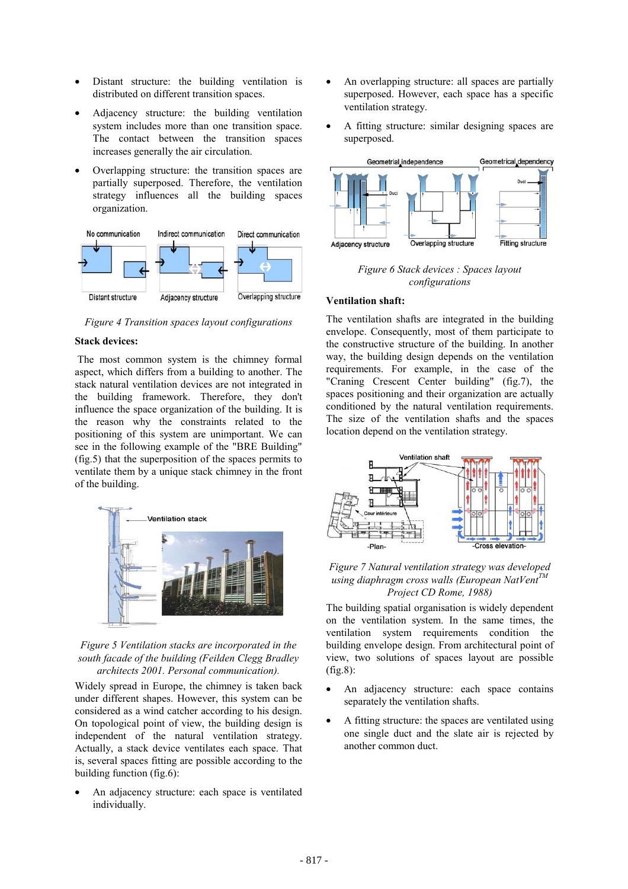- Distant structure: the building ventilation is distributed on different transition spaces.
- Adjacency structure: the building ventilation system includes more than one transition space. The contact between the transition spaces increases generally the air circulation.
- Overlapping structure: the transition spaces are partially superposed. Therefore, the ventilation strategy influences all the building spaces organization.

No communication
Indirect communication
Direct communication
Distant structure
Adjacency structure
Overlapping structure

*Figure 4 Transition spaces layout configurations*

**Stack devices:**

The most common system is the chimney formal aspect, which differs from a building to another. The stack natural ventilation devices are not integrated in the building framework. Therefore, they don't influence the space organization of the building. It is the reason why the constraints related to the positioning of this system are unimportant. We can see in the following example of the "BRE Building" (fig.5) that the superposition of the spaces permits to ventilate them by a unique stack chimney in the front of the building.

Ventilation stack

*Figure 5 Ventilation stacks are incorporated in the south facade of the building (Feilden Clegg Bradley architects 2001. Personal communication).*

Widely spread in Europe, the chimney is taken back under different shapes. However, this system can be considered as a wind catcher according to his design. On topological point of view, the building design is independent of the natural ventilation strategy. Actually, a stack device ventilates each space. That is, several spaces fitting are possible according to the building function (fig.6):

- An adjacency structure: each space is ventilated individually.
- An overlapping structure: all spaces are partially superposed. However, each space has a specific ventilation strategy.
- A fitting structure: similar designing spaces are superposed.

Geometrial independence
Geometrical dependency
Duct
Duct
Adjacency structure
Overlapping structure
Fitting structure

*Figure 6 Stack devices : Spaces layout configurations*

**Ventilation shaft:**

The ventilation shafts are integrated in the building envelope. Consequently, most of them participate to the constructive structure of the building. In another way, the building design depends on the ventilation requirements. For example, in the case of the "Craning Crescent Center building" (fig.7), the spaces positioning and their organization are actually conditioned by the natural ventilation requirements. The size of the ventilation shafts and the spaces location depend on the ventilation strategy.

Ventilation shaft
Cour intérieure
-Plan-
-Cross elevation-

*Figure 7 Natural ventilation strategy was developed using diaphragm cross walls (European NatVent™ Project CD Rome, 1988)*

The building spatial organisation is widely dependent on the ventilation system. In the same times, the ventilation system requirements condition the building envelope design. From architectural point of view, two solutions of spaces layout are possible (fig.8):

- An adjacency structure: each space contains separately the ventilation shafts.
- A fitting structure: the spaces are ventilated using one single duct and the slate air is rejected by another common duct.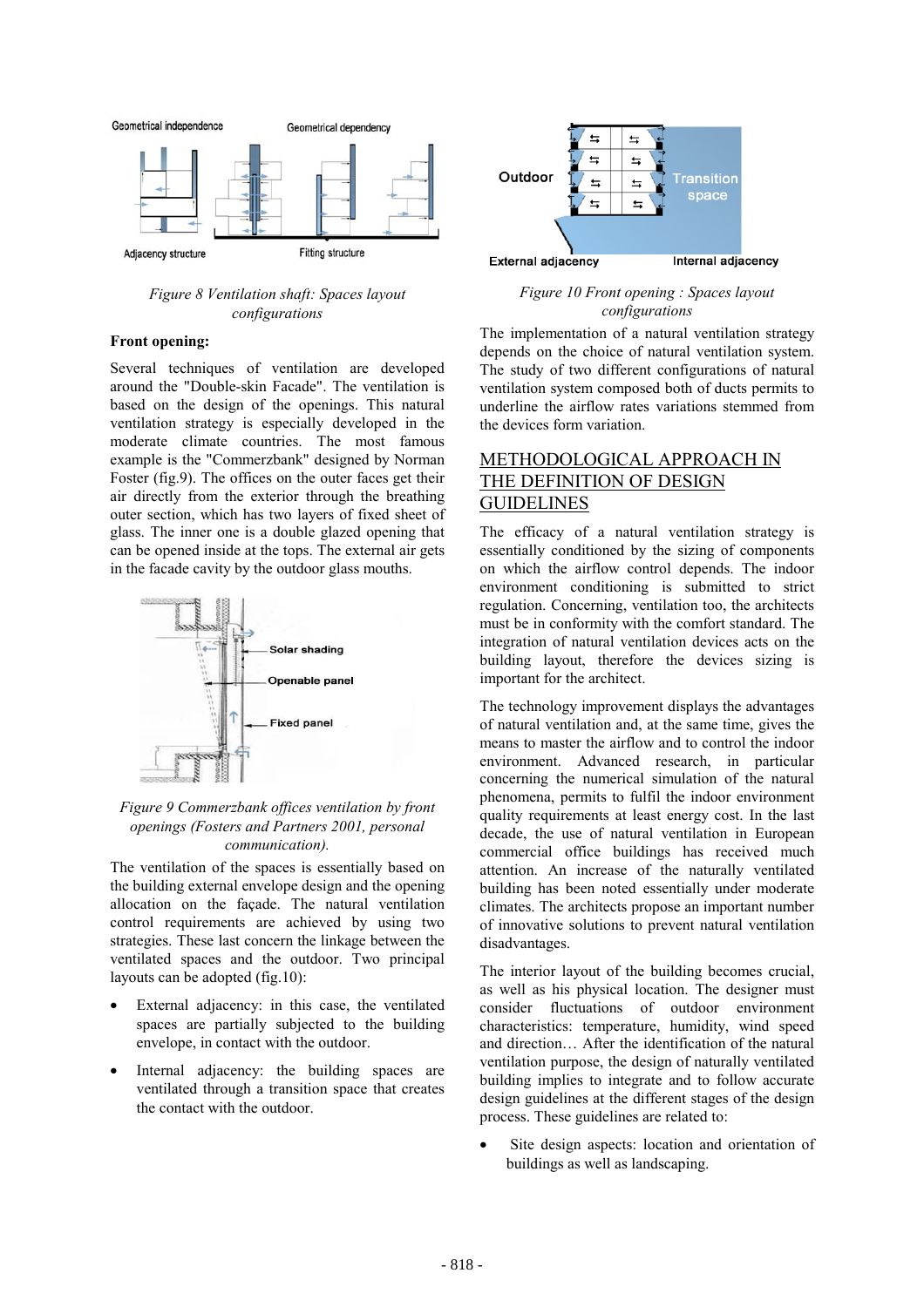Geometrical independence

Geometrical dependency

Adjacency structure

Fitting structure

*Figure 8 Ventilation shaft: Spaces layout configurations*

**Front opening:**

Several techniques of ventilation are developed around the "Double-skin Facade". The ventilation is based on the design of the openings. This natural ventilation strategy is especially developed in the moderate climate countries. The most famous example is the "Commerzbank" designed by Norman Foster (fig.9). The offices on the outer faces get their air directly from the exterior through the breathing outer section, which has two layers of fixed sheet of glass. The inner one is a double glazed opening that can be opened inside at the tops. The external air gets in the facade cavity by the outdoor glass mouths.

Solar shading

Openable panel

Fixed panel

*Figure 9 Commerzbank offices ventilation by front openings (Fosters and Partners 2001, personal communication).*

The ventilation of the spaces is essentially based on the building external envelope design and the opening allocation on the façade. The natural ventilation control requirements are achieved by using two strategies. These last concern the linkage between the ventilated spaces and the outdoor. Two principal layouts can be adopted (fig.10):

- External adjacency: in this case, the ventilated spaces are partially subjected to the building envelope, in contact with the outdoor.
- Internal adjacency: the building spaces are ventilated through a transition space that creates the contact with the outdoor.

Outdoor

Transition space

External adjacency

Internal adjacency

*Figure 10 Front opening : Spaces layout configurations*

The implementation of a natural ventilation strategy depends on the choice of natural ventilation system. The study of two different configurations of natural ventilation system composed both of ducts permits to underline the airflow rates variations stemmed from the devices form variation.

## METHODOLOGICAL APPROACH IN THE DEFINITION OF DESIGN GUIDELINES

The efficacy of a natural ventilation strategy is essentially conditioned by the sizing of components on which the airflow control depends. The indoor environment conditioning is submitted to strict regulation. Concerning, ventilation too, the architects must be in conformity with the comfort standard. The integration of natural ventilation devices acts on the building layout, therefore the devices sizing is important for the architect.

The technology improvement displays the advantages of natural ventilation and, at the same time, gives the means to master the airflow and to control the indoor environment. Advanced research, in particular concerning the numerical simulation of the natural phenomena, permits to fulfil the indoor environment quality requirements at least energy cost. In the last decade, the use of natural ventilation in European commercial office buildings has received much attention. An increase of the naturally ventilated building has been noted essentially under moderate climates. The architects propose an important number of innovative solutions to prevent natural ventilation disadvantages.

The interior layout of the building becomes crucial, as well as his physical location. The designer must consider fluctuations of outdoor environment characteristics: temperature, humidity, wind speed and direction… After the identification of the natural ventilation purpose, the design of naturally ventilated building implies to integrate and to follow accurate design guidelines at the different stages of the design process. These guidelines are related to:

- Site design aspects: location and orientation of buildings as well as landscaping.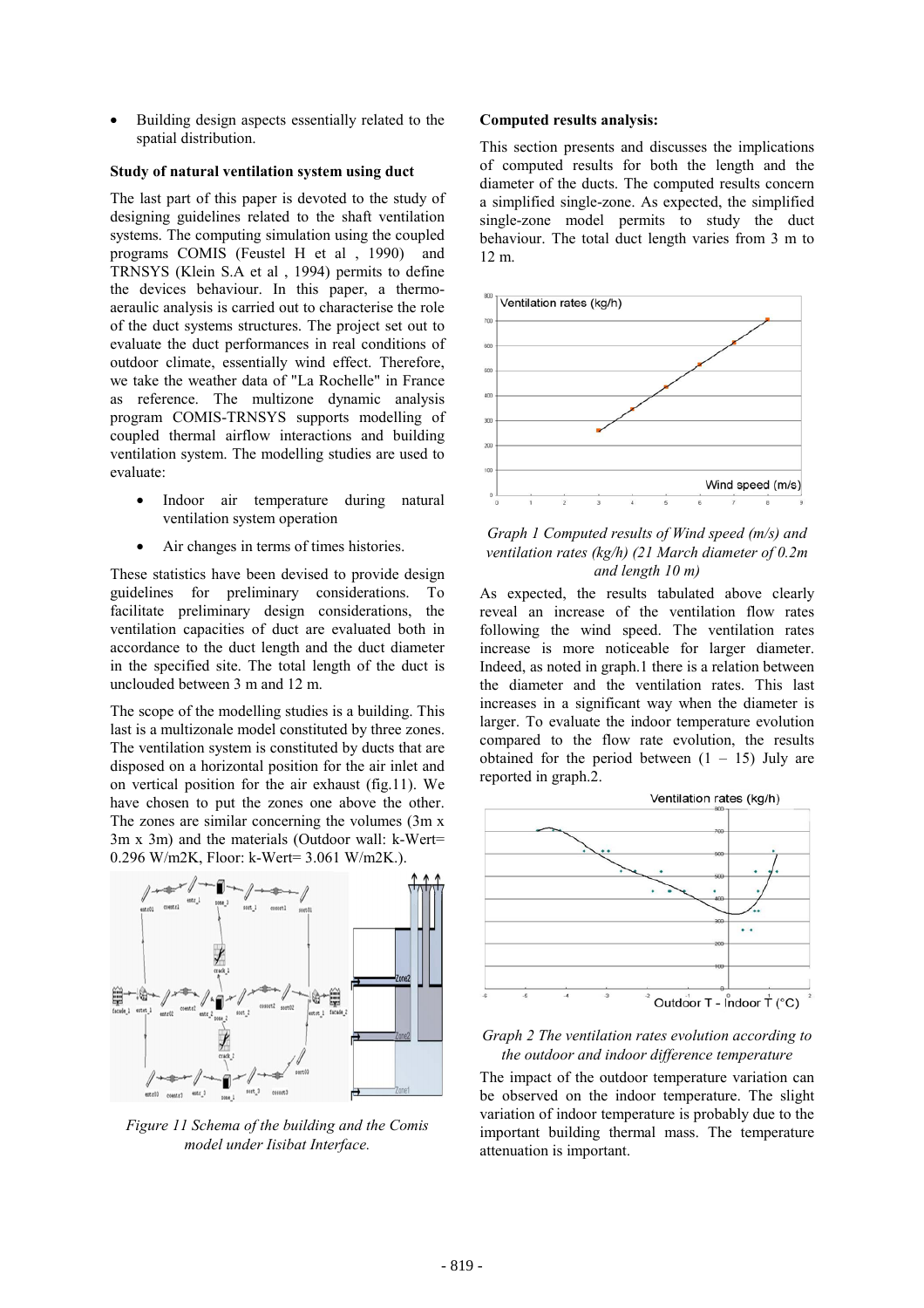- Building design aspects essentially related to the spatial distribution.

**Study of natural ventilation system using duct**

The last part of this paper is devoted to the study of designing guidelines related to the shaft ventilation systems. The computing simulation using the coupled programs COMIS (Feustel H et al , 1990) and TRNSYS (Klein S.A et al , 1994) permits to define the devices behaviour. In this paper, a thermo-aeraulic analysis is carried out to characterise the role of the duct systems structures. The project set out to evaluate the duct performances in real conditions of outdoor climate, essentially wind effect. Therefore, we take the weather data of "La Rochelle" in France as reference. The multizone dynamic analysis program COMIS-TRNSYS supports modelling of coupled thermal airflow interactions and building ventilation system. The modelling studies are used to evaluate:

- Indoor air temperature during natural ventilation system operation
- Air changes in terms of times histories.

These statistics have been devised to provide design guidelines for preliminary considerations. To facilitate preliminary design considerations, the ventilation capacities of duct are evaluated both in accordance to the duct length and the duct diameter in the specified site. The total length of the duct is unclouded between 3 m and 12 m.

The scope of the modelling studies is a building. This last is a multizonale model constituted by three zones. The ventilation system is constituted by ducts that are disposed on a horizontal position for the air inlet and on vertical position for the air exhaust (fig.11). We have chosen to put the zones one above the other. The zones are similar concerning the volumes (3m x 3m x 3m) and the materials (Outdoor wall: k-Wert= 0.296 W/m2K, Floor: k-Wert= 3.061 W/m2K.).

entr01 coentr1 entr_1 zone_1 sort_1 cosort1 sort01
crack_1
facade_1 entr_1 entr02 coentr2 entr_2 zone_2 sort_2 cosort2 sort02 entr_1 facade_2
crack_2
entr03 coentr3 entr_3 zone_3 sort_3 cosort3 sort03
Zone2
Zone2
Zone1

*Figure 11 Schema of the building and the Comis model under Iisibat Interface.*

**Computed results analysis:**

This section presents and discusses the implications of computed results for both the length and the diameter of the ducts. The computed results concern a simplified single-zone. As expected, the simplified single-zone model permits to study the duct behaviour. The total duct length varies from 3 m to 12 m.

Ventilation rates (kg/h)
800
700
600
500
400
300
200
100
0
0 1 2 3 4 5 6 7 8 9
Wind speed (m/s)

*Graph 1 Computed results of Wind speed (m/s) and ventilation rates (kg/h) (21 March diameter of 0.2m and length 10 m)*

As expected, the results tabulated above clearly reveal an increase of the ventilation flow rates following the wind speed. The ventilation rates increase is more noticeable for larger diameter. Indeed, as noted in graph.1 there is a relation between the diameter and the ventilation rates. This last increases in a significant way when the diameter is larger. To evaluate the indoor temperature evolution compared to the flow rate evolution, the results obtained for the period between (1 – 15) July are reported in graph.2.

Ventilation rates (kg/h)
800
700
600
500
400
300
200
100
0
-5 -4 -3 -2 -1 0 1 2
Outdoor T - Indoor T (°C)

*Graph 2 The ventilation rates evolution according to the outdoor and indoor difference temperature*

The impact of the outdoor temperature variation can be observed on the indoor temperature. The slight variation of indoor temperature is probably due to the important building thermal mass. The temperature attenuation is important.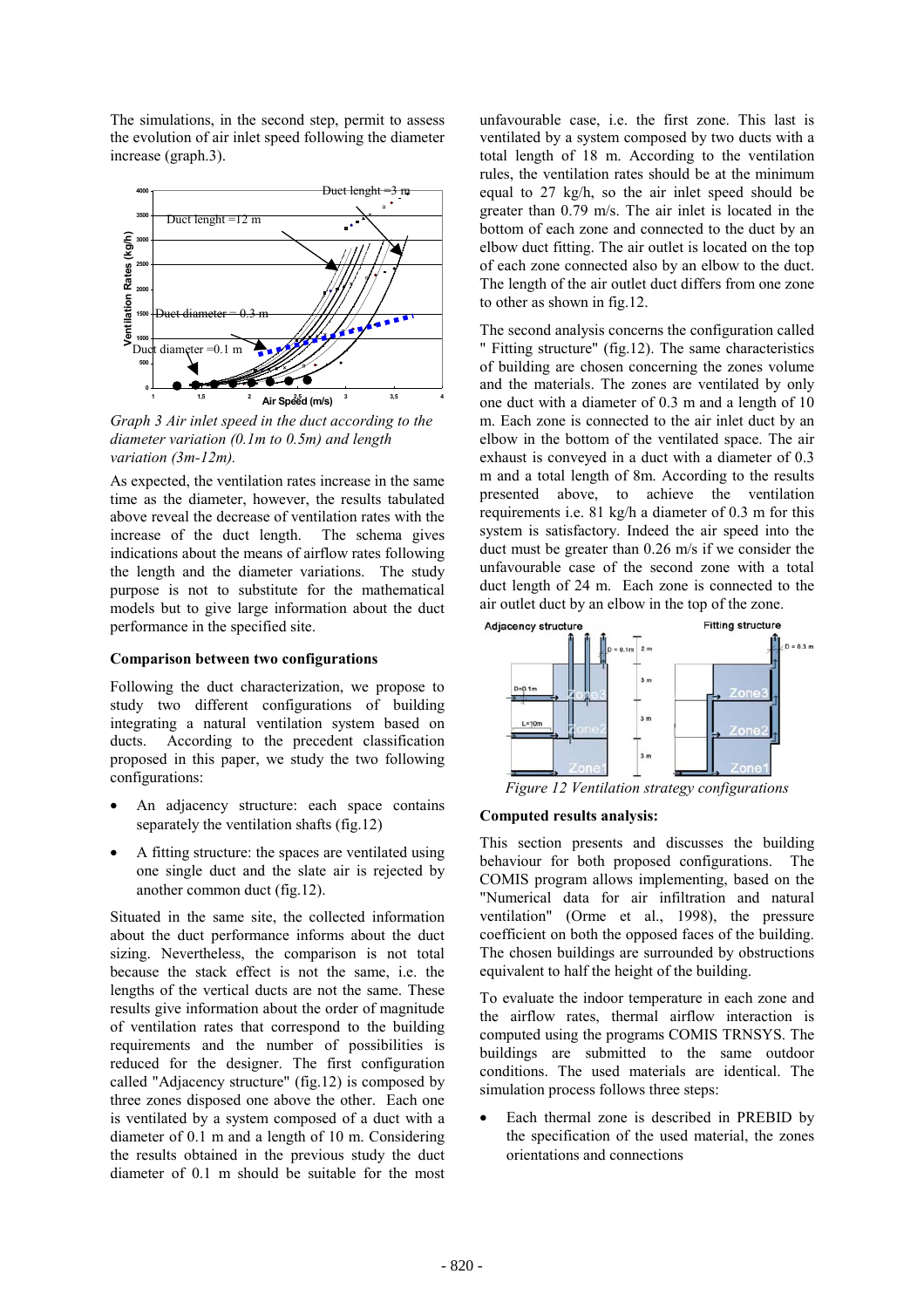The simulations, in the second step, permit to assess the evolution of air inlet speed following the diameter increase (graph.3).

Ventilation Rates (kg/h)

4000
3500
3000
2500
2000
1500
1000
500
0

1
1,5
2
2,5
3
3,5
4

Air Speed (m/s)

Duct lenght =3 m
Duct lenght =12 m
Duct diameter = 0.3 m
Duct diameter =0.1 m

*Graph 3 Air inlet speed in the duct according to the diameter variation (0.1m to 0.5m) and length variation (3m-12m).*

As expected, the ventilation rates increase in the same time as the diameter, however, the results tabulated above reveal the decrease of ventilation rates with the increase of the duct length. The schema gives indications about the means of airflow rates following the length and the diameter variations. The study purpose is not to substitute for the mathematical models but to give large information about the duct performance in the specified site.

**Comparison between two configurations**

Following the duct characterization, we propose to study two different configurations of building integrating a natural ventilation system based on ducts. According to the precedent classification proposed in this paper, we study the two following configurations:

- An adjacency structure: each space contains separately the ventilation shafts (fig.12)
- A fitting structure: the spaces are ventilated using one single duct and the slate air is rejected by another common duct (fig.12).

Situated in the same site, the collected information about the duct performance informs about the duct sizing. Nevertheless, the comparison is not total because the stack effect is not the same, i.e. the lengths of the vertical ducts are not the same. These results give information about the order of magnitude of ventilation rates that correspond to the building requirements and the number of possibilities is reduced for the designer. The first configuration called "Adjacency structure" (fig.12) is composed by three zones disposed one above the other. Each one is ventilated by a system composed of a duct with a diameter of 0.1 m and a length of 10 m. Considering the results obtained in the previous study the duct diameter of 0.1 m should be suitable for the most unfavourable case, i.e. the first zone. This last is ventilated by a system composed by two ducts with a total length of 18 m. According to the ventilation rules, the ventilation rates should be at the minimum equal to 27 kg/h, so the air inlet speed should be greater than 0.79 m/s. The air inlet is located in the bottom of each zone and connected to the duct by an elbow duct fitting. The air outlet is located on the top of each zone connected also by an elbow to the duct. The length of the air outlet duct differs from one zone to other as shown in fig.12.

The second analysis concerns the configuration called " Fitting structure" (fig.12). The same characteristics of building are chosen concerning the zones volume and the materials. The zones are ventilated by only one duct with a diameter of 0.3 m and a length of 10 m. Each zone is connected to the air inlet duct by an elbow in the bottom of the ventilated space. The air exhaust is conveyed in a duct with a diameter of 0.3 m and a total length of 8m. According to the results presented above, to achieve the ventilation requirements i.e. 81 kg/h a diameter of 0.3 m for this system is satisfactory. Indeed the air speed into the duct must be greater than 0.26 m/s if we consider the unfavourable case of the second zone with a total duct length of 24 m. Each zone is connected to the air outlet duct by an elbow in the top of the zone.

Adjacency structure
Fitting structure
D = 0.1m
2 m
3 m
3 m
3 m
D=0.1m
L=10m
Zone3
Zone2
Zone1
D = 0.3 m
Zone3
Zone2
Zone1

*Figure 12 Ventilation strategy configurations*

**Computed results analysis:**

This section presents and discusses the building behaviour for both proposed configurations. The COMIS program allows implementing, based on the "Numerical data for air infiltration and natural ventilation" (Orme et al., 1998), the pressure coefficient on both the opposed faces of the building. The chosen buildings are surrounded by obstructions equivalent to half the height of the building.

To evaluate the indoor temperature in each zone and the airflow rates, thermal airflow interaction is computed using the programs COMIS TRNSYS. The buildings are submitted to the same outdoor conditions. The used materials are identical. The simulation process follows three steps:

- Each thermal zone is described in PREBID by the specification of the used material, the zones orientations and connections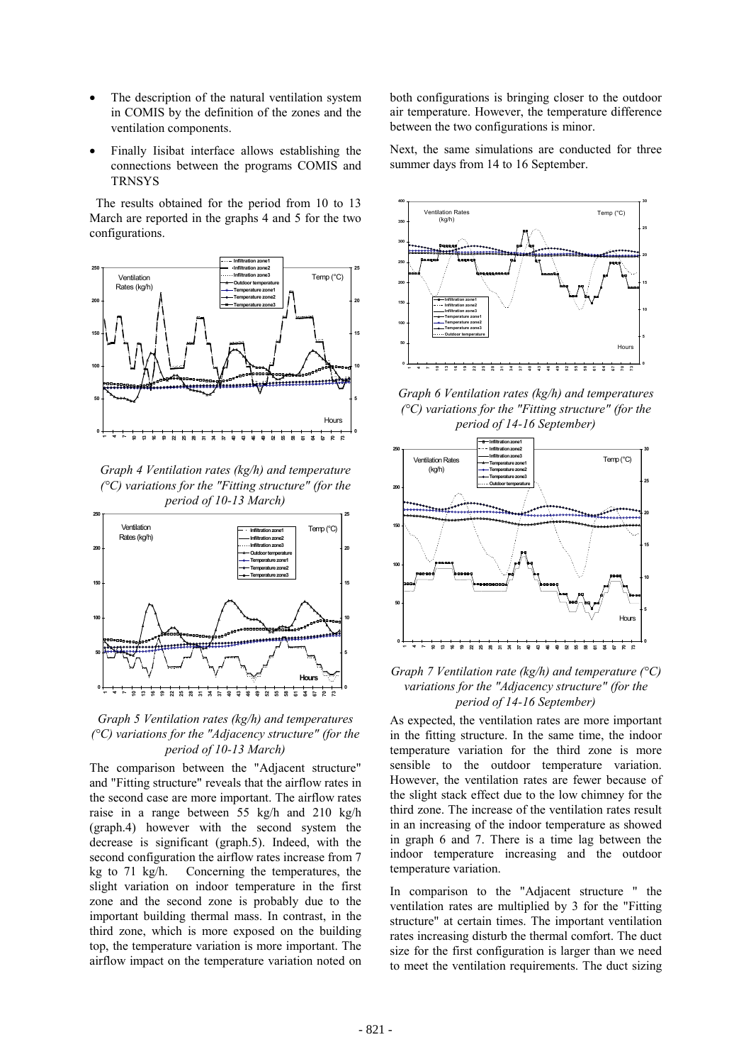- The description of the natural ventilation system in COMIS by the definition of the zones and the ventilation components.

- Finally Iisibat interface allows establishing the connections between the programs COMIS and TRNSYS

The results obtained for the period from 10 to 13 March are reported in the graphs 4 and 5 for the two configurations.

*Graph 4 Ventilation rates (kg/h) and temperature (°C) variations for the "Fitting structure" (for the period of 10-13 March)*

*Graph 5 Ventilation rates (kg/h) and temperatures (°C) variations for the "Adjacency structure" (for the period of 10-13 March)*

The comparison between the "Adjacent structure" and "Fitting structure" reveals that the airflow rates in the second case are more important. The airflow rates raise in a range between 55 kg/h and 210 kg/h (graph.4) however with the second system the decrease is significant (graph.5). Indeed, with the second configuration the airflow rates increase from 7 kg to 71 kg/h. Concerning the temperatures, the slight variation on indoor temperature in the first zone and the second zone is probably due to the important building thermal mass. In contrast, in the third zone, which is more exposed on the building top, the temperature variation is more important. The airflow impact on the temperature variation noted on both configurations is bringing closer to the outdoor air temperature. However, the temperature difference between the two configurations is minor.

Next, the same simulations are conducted for three summer days from 14 to 16 September.

*Graph 6 Ventilation rates (kg/h) and temperatures (°C) variations for the "Fitting structure" (for the period of 14-16 September)*

*Graph 7 Ventilation rate (kg/h) and temperature (°C) variations for the "Adjacency structure" (for the period of 14-16 September)*

As expected, the ventilation rates are more important in the fitting structure. In the same time, the indoor temperature variation for the third zone is more sensible to the outdoor temperature variation. However, the ventilation rates are fewer because of the slight stack effect due to the low chimney for the third zone. The increase of the ventilation rates result in an increasing of the indoor temperature as showed in graph 6 and 7. There is a time lag between the indoor temperature increasing and the outdoor temperature variation.

In comparison to the "Adjacent structure " the ventilation rates are multiplied by 3 for the "Fitting structure" at certain times. The important ventilation rates increasing disturb the thermal comfort. The duct size for the first configuration is larger than we need to meet the ventilation requirements. The duct sizing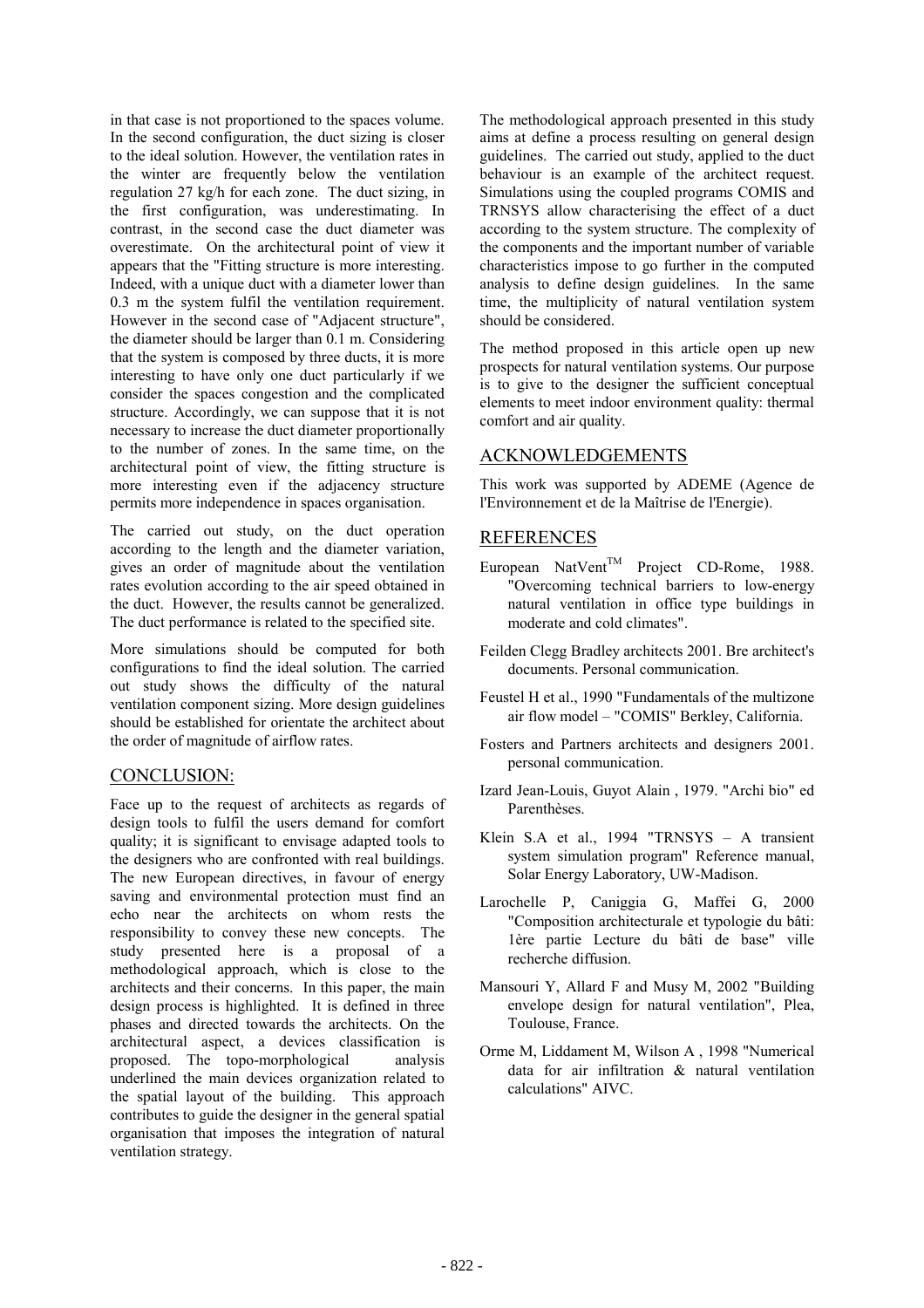in that case is not proportioned to the spaces volume. In the second configuration, the duct sizing is closer to the ideal solution. However, the ventilation rates in the winter are frequently below the ventilation regulation 27 kg/h for each zone. The duct sizing, in the first configuration, was underestimating. In contrast, in the second case the duct diameter was overestimate. On the architectural point of view it appears that the "Fitting structure is more interesting. Indeed, with a unique duct with a diameter lower than 0.3 m the system fulfil the ventilation requirement. However in the second case of "Adjacent structure", the diameter should be larger than 0.1 m. Considering that the system is composed by three ducts, it is more interesting to have only one duct particularly if we consider the spaces congestion and the complicated structure. Accordingly, we can suppose that it is not necessary to increase the duct diameter proportionally to the number of zones. In the same time, on the architectural point of view, the fitting structure is more interesting even if the adjacency structure permits more independence in spaces organisation.

The carried out study, on the duct operation according to the length and the diameter variation, gives an order of magnitude about the ventilation rates evolution according to the air speed obtained in the duct. However, the results cannot be generalized. The duct performance is related to the specified site.

More simulations should be computed for both configurations to find the ideal solution. The carried out study shows the difficulty of the natural ventilation component sizing. More design guidelines should be established for orientate the architect about the order of magnitude of airflow rates.

## CONCLUSION:

Face up to the request of architects as regards of design tools to fulfil the users demand for comfort quality; it is significant to envisage adapted tools to the designers who are confronted with real buildings. The new European directives, in favour of energy saving and environmental protection must find an echo near the architects on whom rests the responsibility to convey these new concepts. The study presented here is a proposal of a methodological approach, which is close to the architects and their concerns. In this paper, the main design process is highlighted. It is defined in three phases and directed towards the architects. On the architectural aspect, a devices classification is proposed. The topo-morphological analysis underlined the main devices organization related to the spatial layout of the building. This approach contributes to guide the designer in the general spatial organisation that imposes the integration of natural ventilation strategy.

The methodological approach presented in this study aims at define a process resulting on general design guidelines. The carried out study, applied to the duct behaviour is an example of the architect request. Simulations using the coupled programs COMIS and TRNSYS allow characterising the effect of a duct according to the system structure. The complexity of the components and the important number of variable characteristics impose to go further in the computed analysis to define design guidelines. In the same time, the multiplicity of natural ventilation system should be considered.

The method proposed in this article open up new prospects for natural ventilation systems. Our purpose is to give to the designer the sufficient conceptual elements to meet indoor environment quality: thermal comfort and air quality.

## ACKNOWLEDGEMENTS

This work was supported by ADEME (Agence de l'Environnement et de la Maîtrise de l'Energie).

## REFERENCES

European NatVent™ Project CD-Rome, 1988. "Overcoming technical barriers to low-energy natural ventilation in office type buildings in moderate and cold climates".

Feilden Clegg Bradley architects 2001. Bre architect's documents. Personal communication.

Feustel H et al., 1990 "Fundamentals of the multizone air flow model – "COMIS" Berkley, California.

Fosters and Partners architects and designers 2001. personal communication.

Izard Jean-Louis, Guyot Alain , 1979. "Archi bio" ed Parenthèses.

Klein S.A et al., 1994 "TRNSYS – A transient system simulation program" Reference manual, Solar Energy Laboratory, UW-Madison.

Larochelle P, Caniggia G, Maffei G, 2000 "Composition architecturale et typologie du bâti: 1ère partie Lecture du bâti de base" ville recherche diffusion.

Mansouri Y, Allard F and Musy M, 2002 "Building envelope design for natural ventilation", Plea, Toulouse, France.

Orme M, Liddament M, Wilson A , 1998 "Numerical data for air infiltration & natural ventilation calculations" AIVC.